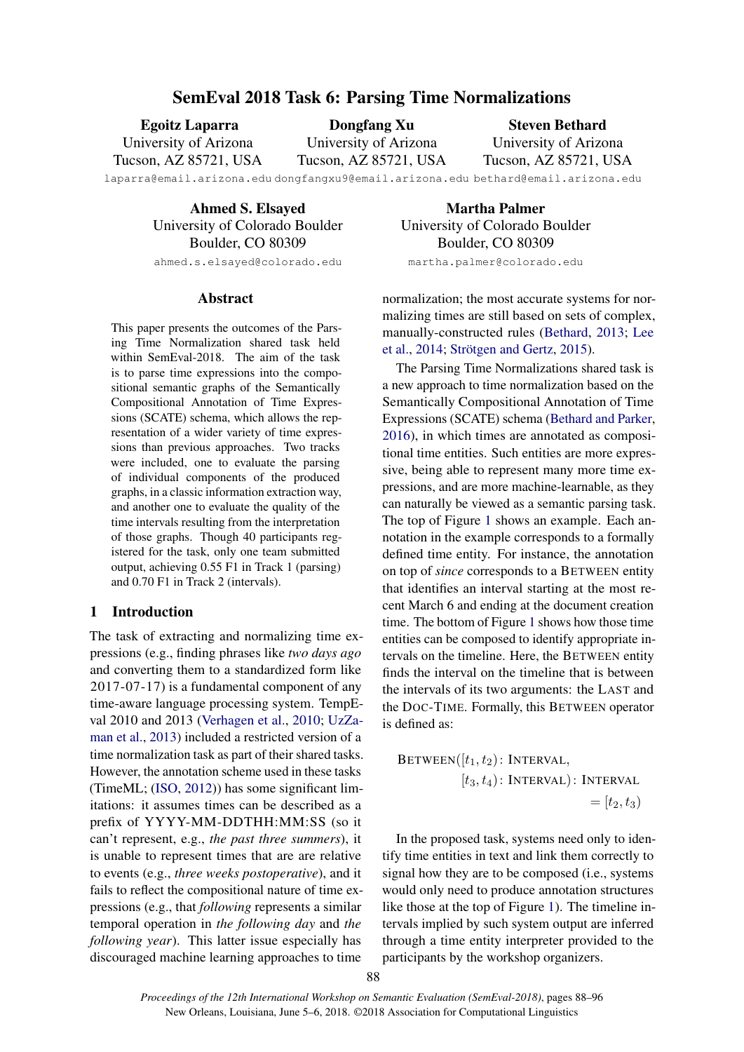# SemEval 2018 Task 6: Parsing Time Normalizations

**Egoitz Laparra**
University of Arizona
Tucson, AZ 85721, USA
laparra@email.arizona.edu

**Dongfang Xu**
University of Arizona
Tucson, AZ 85721, USA
dongfangxu9@email.arizona.edu

**Steven Bethard**
University of Arizona
Tucson, AZ 85721, USA
bethard@email.arizona.edu

**Ahmed S. Elsayed**
University of Colorado Boulder
Boulder, CO 80309
ahmed.s.elsayed@colorado.edu

**Martha Palmer**
University of Colorado Boulder
Boulder, CO 80309
martha.palmer@colorado.edu

## Abstract

This paper presents the outcomes of the Parsing Time Normalization shared task held within SemEval-2018. The aim of the task is to parse time expressions into the compositional semantic graphs of the Semantically Compositional Annotation of Time Expressions (SCATE) schema, which allows the representation of a wider variety of time expressions than previous approaches. Two tracks were included, one to evaluate the parsing of individual components of the produced graphs, in a classic information extraction way, and another one to evaluate the quality of the time intervals resulting from the interpretation of those graphs. Though 40 participants registered for the task, only one team submitted output, achieving 0.55 F1 in Track 1 (parsing) and 0.70 F1 in Track 2 (intervals).

## 1 Introduction

The task of extracting and normalizing time expressions (e.g., finding phrases like *two days ago* and converting them to a standardized form like 2017-07-17) is a fundamental component of any time-aware language processing system. TempEval 2010 and 2013 (Verhagen et al., 2010; UzZaman et al., 2013) included a restricted version of a time normalization task as part of their shared tasks. However, the annotation scheme used in these tasks (TimeML; (ISO, 2012)) has some significant limitations: it assumes times can be described as a prefix of YYYY-MM-DDTHH:MM:SS (so it can't represent, e.g., *the past three summers*), it is unable to represent times that are are relative to events (e.g., *three weeks postoperative*), and it fails to reflect the compositional nature of time expressions (e.g., that *following* represents a similar temporal operation in *the following day* and *the following year*). This latter issue especially has discouraged machine learning approaches to time normalization; the most accurate systems for normalizing times are still based on sets of complex, manually-constructed rules (Bethard, 2013; Lee et al., 2014; Strötgen and Gertz, 2015).

The Parsing Time Normalizations shared task is a new approach to time normalization based on the Semantically Compositional Annotation of Time Expressions (SCATE) schema (Bethard and Parker, 2016), in which times are annotated as compositional time entities. Such entities are more expressive, being able to represent many more time expressions, and are more machine-learnable, as they can naturally be viewed as a semantic parsing task. The top of Figure 1 shows an example. Each annotation in the example corresponds to a formally defined time entity. For instance, the annotation on top of *since* corresponds to a BETWEEN entity that identifies an interval starting at the most recent March 6 and ending at the document creation time. The bottom of Figure 1 shows how those time entities can be composed to identify appropriate intervals on the timeline. Here, the BETWEEN entity finds the interval on the timeline that is between the intervals of its two arguments: the LAST and the DOC-TIME. Formally, this BETWEEN operator is defined as:

$$\text{BETWEEN}([t_1, t_2): \text{INTERVAL}, [t_3, t_4): \text{INTERVAL}): \text{INTERVAL} = [t_2, t_3)$$

In the proposed task, systems need only to identify time entities in text and link them correctly to signal how they are to be composed (i.e., systems would only need to produce annotation structures like those at the top of Figure 1). The timeline intervals implied by such system output are inferred through a time entity interpreter provided to the participants by the workshop organizers.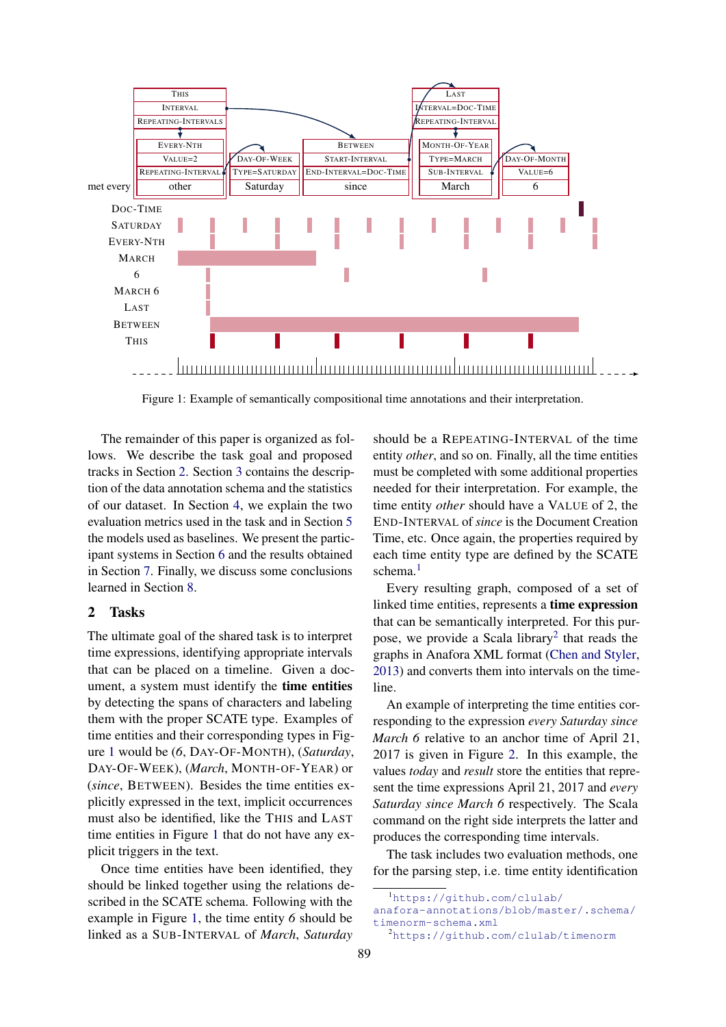Figure 1: Example of semantically compositional time annotations and their interpretation.

The remainder of this paper is organized as follows. We describe the task goal and proposed tracks in Section 2. Section 3 contains the description of the data annotation schema and the statistics of our dataset. In Section 4, we explain the two evaluation metrics used in the task and in Section 5 the models used as baselines. We present the participant systems in Section 6 and the results obtained in Section 7. Finally, we discuss some conclusions learned in Section 8.

## 2 Tasks

The ultimate goal of the shared task is to interpret time expressions, identifying appropriate intervals that can be placed on a timeline. Given a document, a system must identify the **time entities** by detecting the spans of characters and labeling them with the proper SCATE type. Examples of time entities and their corresponding types in Figure 1 would be (*6*, DAY-OF-MONTH), (*Saturday*, DAY-OF-WEEK), (*March*, MONTH-OF-YEAR) or (*since*, BETWEEN). Besides the time entities explicitly expressed in the text, implicit occurrences must also be identified, like the THIS and LAST time entities in Figure 1 that do not have any explicit triggers in the text.

Once time entities have been identified, they should be linked together using the relations described in the SCATE schema. Following with the example in Figure 1, the time entity *6* should be linked as a SUB-INTERVAL of *March*, *Saturday* should be a REPEATING-INTERVAL of the time entity *other*, and so on. Finally, all the time entities must be completed with some additional properties needed for their interpretation. For example, the time entity *other* should have a VALUE of 2, the END-INTERVAL of *since* is the Document Creation Time, etc. Once again, the properties required by each time entity type are defined by the SCATE schema.[1]

Every resulting graph, composed of a set of linked time entities, represents a **time expression** that can be semantically interpreted. For this purpose, we provide a Scala library[2] that reads the graphs in Anafora XML format (Chen and Styler, 2013) and converts them into intervals on the timeline.

An example of interpreting the time entities corresponding to the expression *every Saturday since March 6* relative to an anchor time of April 21, 2017 is given in Figure 2. In this example, the values *today* and *result* store the entities that represent the time expressions April 21, 2017 and *every Saturday since March 6* respectively. The Scala command on the right side interprets the latter and produces the corresponding time intervals.

The task includes two evaluation methods, one for the parsing step, i.e. time entity identification

[1] https://github.com/clulab/anafora-annotations/blob/master/.schema/timenorm-schema.xml

[2] https://github.com/clulab/timenorm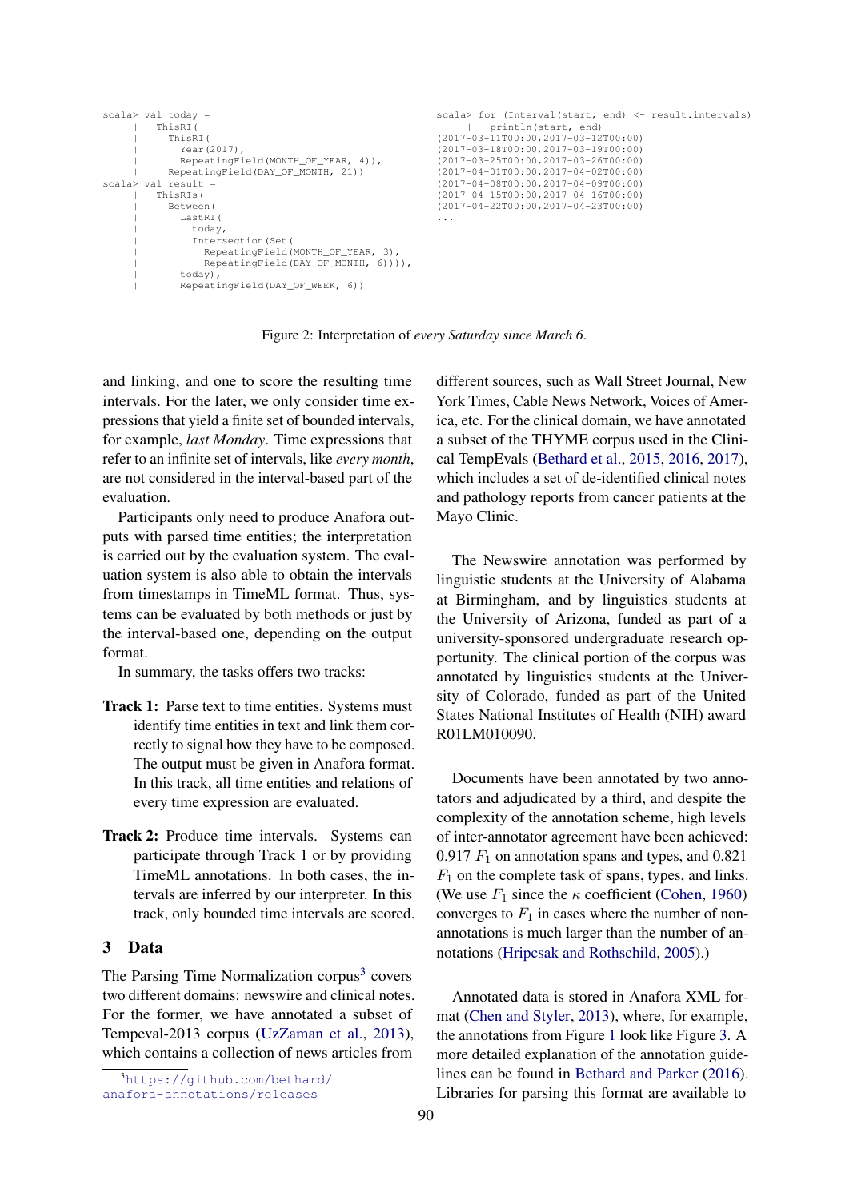```
scala> val today =
     |   ThisRI(
     |     ThisRI(
     |       Year(2017),
     |       RepeatingField(MONTH_OF_YEAR, 4)),
     |     RepeatingField(DAY_OF_MONTH, 21))
scala> val result =
     |   ThisRIs(
     |     Between(
     |       LastRI(
     |         today,
     |         Intersection(Set(
     |           RepeatingField(MONTH_OF_YEAR, 3),
     |           RepeatingField(DAY_OF_MONTH, 6)))),
     |       today),
     |       RepeatingField(DAY_OF_WEEK, 6))
```

```
scala> for (Interval(start, end) <- result.intervals)
     |   println(start, end)
(2017-03-11T00:00,2017-03-12T00:00)
(2017-03-18T00:00,2017-03-19T00:00)
(2017-03-25T00:00,2017-03-26T00:00)
(2017-04-01T00:00,2017-04-02T00:00)
(2017-04-08T00:00,2017-04-09T00:00)
(2017-04-15T00:00,2017-04-16T00:00)
(2017-04-22T00:00,2017-04-23T00:00)
...
```

Figure 2: Interpretation of *every Saturday since March 6*.

and linking, and one to score the resulting time intervals. For the later, we only consider time expressions that yield a finite set of bounded intervals, for example, *last Monday*. Time expressions that refer to an infinite set of intervals, like *every month*, are not considered in the interval-based part of the evaluation.

Participants only need to produce Anafora outputs with parsed time entities; the interpretation is carried out by the evaluation system. The evaluation system is also able to obtain the intervals from timestamps in TimeML format. Thus, systems can be evaluated by both methods or just by the interval-based one, depending on the output format.

In summary, the tasks offers two tracks:

**Track 1:** Parse text to time entities. Systems must identify time entities in text and link them correctly to signal how they have to be composed. The output must be given in Anafora format. In this track, all time entities and relations of every time expression are evaluated.

**Track 2:** Produce time intervals. Systems can participate through Track 1 or by providing TimeML annotations. In both cases, the intervals are inferred by our interpreter. In this track, only bounded time intervals are scored.

## 3 Data

The Parsing Time Normalization corpus[3] covers two different domains: newswire and clinical notes. For the former, we have annotated a subset of Tempeval-2013 corpus (UzZaman et al., 2013), which contains a collection of news articles from different sources, such as Wall Street Journal, New York Times, Cable News Network, Voices of America, etc. For the clinical domain, we have annotated a subset of the THYME corpus used in the Clinical TempEvals (Bethard et al., 2015, 2016, 2017), which includes a set of de-identified clinical notes and pathology reports from cancer patients at the Mayo Clinic.

The Newswire annotation was performed by linguistic students at the University of Alabama at Birmingham, and by linguistics students at the University of Arizona, funded as part of a university-sponsored undergraduate research opportunity. The clinical portion of the corpus was annotated by linguistics students at the University of Colorado, funded as part of the United States National Institutes of Health (NIH) award R01LM010090.

Documents have been annotated by two annotators and adjudicated by a third, and despite the complexity of the annotation scheme, high levels of inter-annotator agreement have been achieved: 0.917 $F_1$ on annotation spans and types, and 0.821 $F_1$ on the complete task of spans, types, and links. (We use $F_1$ since the $\kappa$ coefficient (Cohen, 1960) converges to $F_1$ in cases where the number of non-annotations is much larger than the number of annotations (Hripcsak and Rothschild, 2005).)

Annotated data is stored in Anafora XML format (Chen and Styler, 2013), where, for example, the annotations from Figure 1 look like Figure 3. A more detailed explanation of the annotation guidelines can be found in Bethard and Parker (2016). Libraries for parsing this format are available to

[3] https://github.com/bethard/anafora-annotations/releases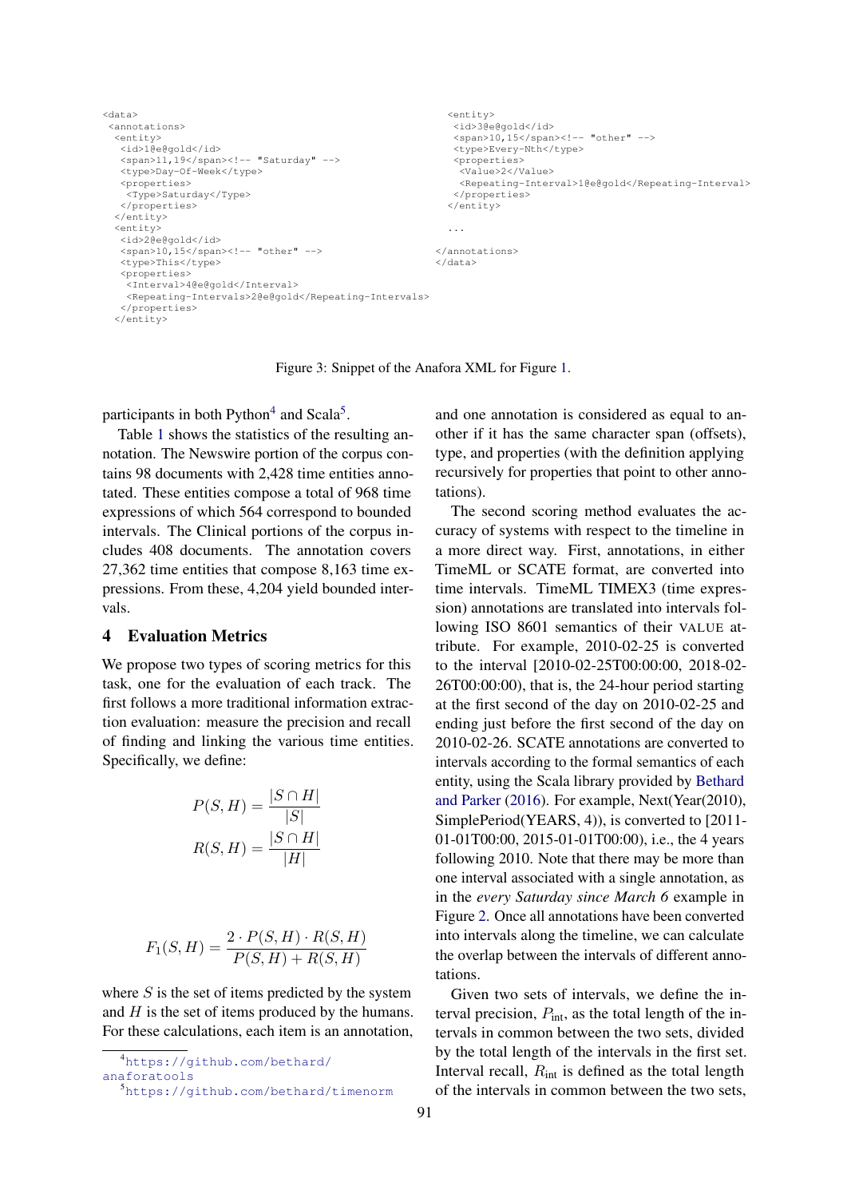```
<data>
 <annotations>
  <entity>
   <id>1@e@gold</id>
   <span>11,19</span><!-- "Saturday" -->
   <type>Day-Of-Week</type>
   <properties>
    <Type>Saturday</Type>
   </properties>
  </entity>
  <entity>
   <id>2@e@gold</id>
   <span>10,15</span><!-- "other" -->
   <type>This</type>
   <properties>
    <Interval>4@e@gold</Interval>
    <Repeating-Intervals>2@e@gold</Repeating-Intervals>
   </properties>
  </entity>
  <entity>
   <id>3@e@gold</id>
   <span>10,15</span><!-- "other" -->
   <type>Every-Nth</type>
   <properties>
    <Value>2</Value>
    <Repeating-Interval>1@e@gold</Repeating-Interval>
   </properties>
  </entity>

  ...

 </annotations>
</data>
```

Figure 3: Snippet of the Anafora XML for Figure 1.

participants in both Python[4] and Scala[5].

Table 1 shows the statistics of the resulting annotation. The Newswire portion of the corpus contains 98 documents with 2,428 time entities annotated. These entities compose a total of 968 time expressions of which 564 correspond to bounded intervals. The Clinical portions of the corpus includes 408 documents. The annotation covers 27,362 time entities that compose 8,163 time expressions. From these, 4,204 yield bounded intervals.

## 4 Evaluation Metrics

We propose two types of scoring metrics for this task, one for the evaluation of each track. The first follows a more traditional information extraction evaluation: measure the precision and recall of finding and linking the various time entities. Specifically, we define:

$$P(S,H) = \frac{|S \cap H|}{|S|}$$

$$R(S,H) = \frac{|S \cap H|}{|H|}$$

$$F_1(S,H) = \frac{2 \cdot P(S,H) \cdot R(S,H)}{P(S,H) + R(S,H)}$$

where $S$ is the set of items predicted by the system and $H$ is the set of items produced by the humans. For these calculations, each item is an annotation, and one annotation is considered as equal to another if it has the same character span (offsets), type, and properties (with the definition applying recursively for properties that point to other annotations).

The second scoring method evaluates the accuracy of systems with respect to the timeline in a more direct way. First, annotations, in either TimeML or SCATE format, are converted into time intervals. TimeML TIMEX3 (time expression) annotations are translated into intervals following ISO 8601 semantics of their VALUE attribute. For example, 2010-02-25 is converted to the interval [2010-02-25T00:00:00, 2018-02-26T00:00:00), that is, the 24-hour period starting at the first second of the day on 2010-02-25 and ending just before the first second of the day on 2010-02-26. SCATE annotations are converted to intervals according to the formal semantics of each entity, using the Scala library provided by Bethard and Parker (2016). For example, Next(Year(2010), SimplePeriod(YEARS, 4)), is converted to [2011-01-01T00:00, 2015-01-01T00:00), i.e., the 4 years following 2010. Note that there may be more than one interval associated with a single annotation, as in the *every Saturday since March 6* example in Figure 2. Once all annotations have been converted into intervals along the timeline, we can calculate the overlap between the intervals of different annotations.

Given two sets of intervals, we define the interval precision, $P_{\text{int}}$, as the total length of the intervals in common between the two sets, divided by the total length of the intervals in the first set. Interval recall, $R_{\text{int}}$ is defined as the total length of the intervals in common between the two sets,

[4] https://github.com/bethard/anaforatools

[5] https://github.com/bethard/timenorm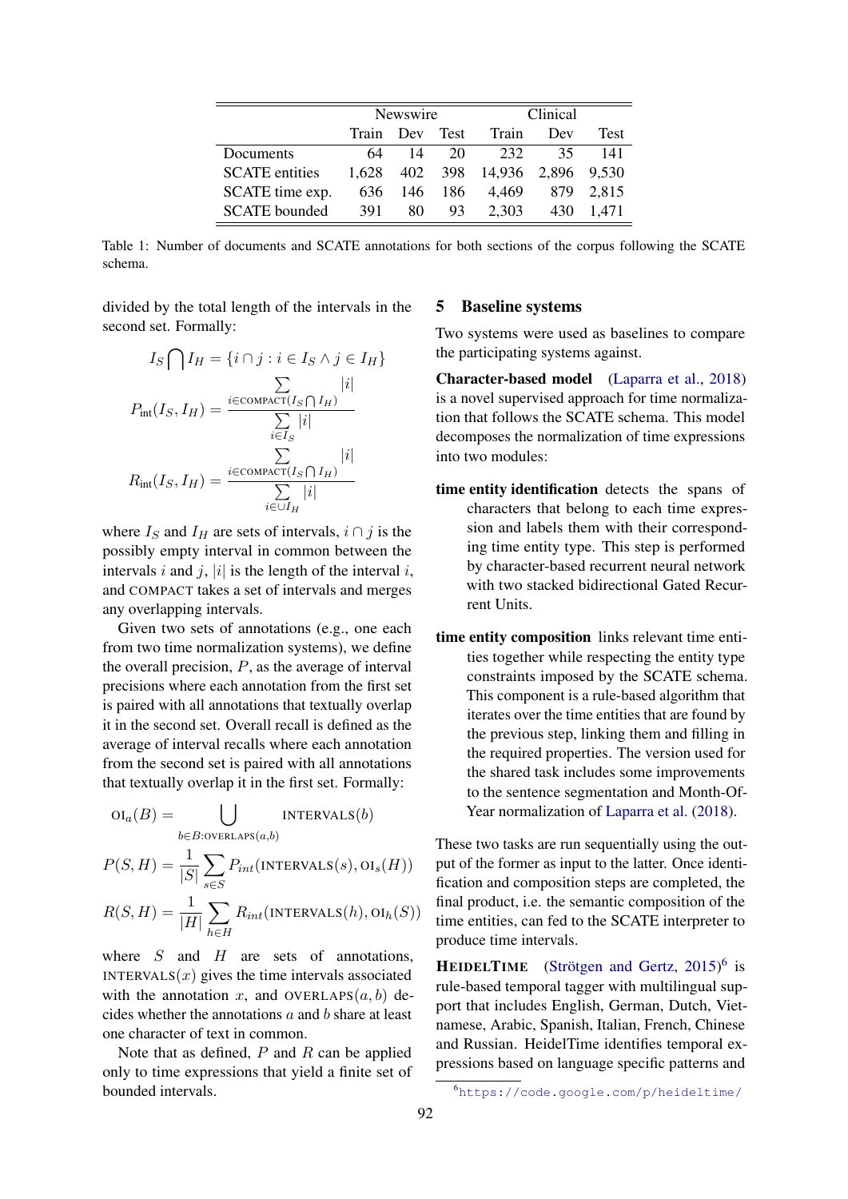| | Newswire | | | Clinical | | |
|---|---|---|---|---|---|---|
| | Train | Dev | Test | Train | Dev | Test |
| Documents | 64 | 14 | 20 | 232 | 35 | 141 |
| SCATE entities | 1,628 | 402 | 398 | 14,936 | 2,896 | 9,530 |
| SCATE time exp. | 636 | 146 | 186 | 4,469 | 879 | 2,815 |
| SCATE bounded | 391 | 80 | 93 | 2,303 | 430 | 1,471 |

Table 1: Number of documents and SCATE annotations for both sections of the corpus following the SCATE schema.

divided by the total length of the intervals in the second set. Formally:

$$I_S \bigcap I_H = \{i \cap j : i \in I_S \wedge j \in I_H\}$$

$$P_{\text{int}}(I_S, I_H) = \frac{\sum_{i \in \text{COMPACT}(I_S \bigcap I_H)} |i|}{\sum_{i \in I_S} |i|}$$

$$R_{\text{int}}(I_S, I_H) = \frac{\sum_{i \in \text{COMPACT}(I_S \bigcap I_H)} |i|}{\sum_{i \in \cup I_H} |i|}$$

where $I_S$ and $I_H$ are sets of intervals, $i \cap j$ is the possibly empty interval in common between the intervals $i$ and $j$, $|i|$ is the length of the interval $i$, and COMPACT takes a set of intervals and merges any overlapping intervals.

Given two sets of annotations (e.g., one each from two time normalization systems), we define the overall precision, $P$, as the average of interval precisions where each annotation from the first set is paired with all annotations that textually overlap it in the second set. Overall recall is defined as the average of interval recalls where each annotation from the second set is paired with all annotations that textually overlap it in the first set. Formally:

$$\text{OI}_a(B) = \bigcup_{b \in B : \text{OVERLAPS}(a,b)} \text{INTERVALS}(b)$$

$$P(S, H) = \frac{1}{|S|} \sum_{s \in S} P_{int}(\text{INTERVALS}(s), \text{OI}_s(H))$$

$$R(S, H) = \frac{1}{|H|} \sum_{h \in H} R_{int}(\text{INTERVALS}(h), \text{OI}_h(S))$$

where $S$ and $H$ are sets of annotations, INTERVALS$(x)$ gives the time intervals associated with the annotation $x$, and OVERLAPS$(a, b)$ decides whether the annotations $a$ and $b$ share at least one character of text in common.

Note that as defined, $P$ and $R$ can be applied only to time expressions that yield a finite set of bounded intervals.

## 5 Baseline systems

Two systems were used as baselines to compare the participating systems against.

**Character-based model** (Laparra et al., 2018) is a novel supervised approach for time normalization that follows the SCATE schema. This model decomposes the normalization of time expressions into two modules:

- **time entity identification** detects the spans of characters that belong to each time expression and labels them with their corresponding time entity type. This step is performed by character-based recurrent neural network with two stacked bidirectional Gated Recurrent Units.

- **time entity composition** links relevant time entities together while respecting the entity type constraints imposed by the SCATE schema. This component is a rule-based algorithm that iterates over the time entities that are found by the previous step, linking them and filling in the required properties. The version used for the shared task includes some improvements to the sentence segmentation and Month-Of-Year normalization of Laparra et al. (2018).

These two tasks are run sequentially using the output of the former as input to the latter. Once identification and composition steps are completed, the final product, i.e. the semantic composition of the time entities, can fed to the SCATE interpreter to produce time intervals.

**HeidelTime** (Strötgen and Gertz, 2015)[6] is rule-based temporal tagger with multilingual support that includes English, German, Dutch, Vietnamese, Arabic, Spanish, Italian, French, Chinese and Russian. HeidelTime identifies temporal expressions based on language specific patterns and

[6] https://code.google.com/p/heideltime/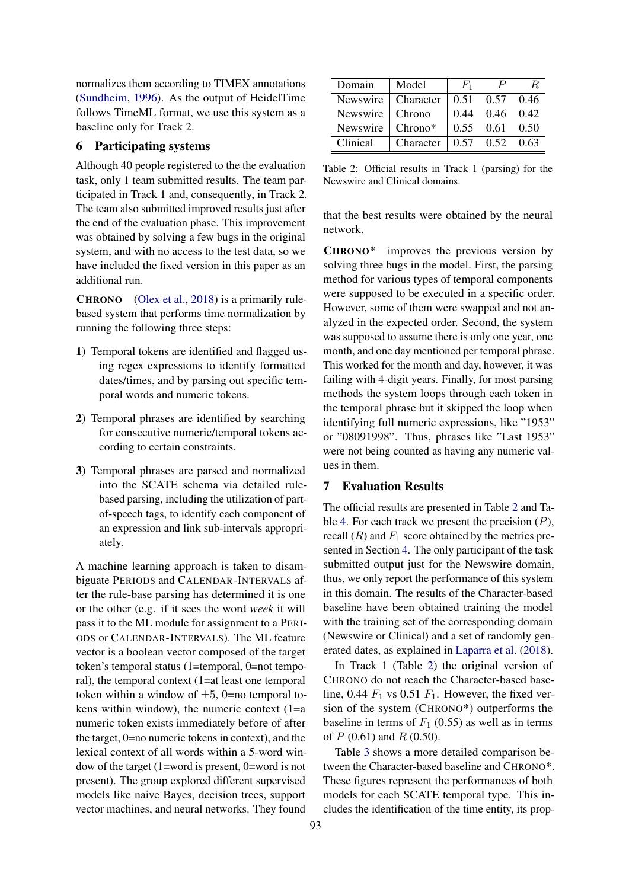normalizes them according to TIMEX annotations (Sundheim, 1996). As the output of HeidelTime follows TimeML format, we use this system as a baseline only for Track 2.

## 6 Participating systems

Although 40 people registered to the the evaluation task, only 1 team submitted results. The team participated in Track 1 and, consequently, in Track 2. The team also submitted improved results just after the end of the evaluation phase. This improvement was obtained by solving a few bugs in the original system, and with no access to the test data, so we have included the fixed version in this paper as an additional run.

**CHRONO** (Olex et al., 2018) is a primarily rule-based system that performs time normalization by running the following three steps:

**1)** Temporal tokens are identified and flagged using regex expressions to identify formatted dates/times, and by parsing out specific temporal words and numeric tokens.

**2)** Temporal phrases are identified by searching for consecutive numeric/temporal tokens according to certain constraints.

**3)** Temporal phrases are parsed and normalized into the SCATE schema via detailed rule-based parsing, including the utilization of part-of-speech tags, to identify each component of an expression and link sub-intervals appropriately.

A machine learning approach is taken to disambiguate PERIODS and CALENDAR-INTERVALS after the rule-base parsing has determined it is one or the other (e.g. if it sees the word *week* it will pass it to the ML module for assignment to a PERIODS or CALENDAR-INTERVALS). The ML feature vector is a boolean vector composed of the target token's temporal status (1=temporal, 0=not temporal), the temporal context (1=at least one temporal token within a window of $\pm 5$, 0=no temporal tokens within window), the numeric context (1=a numeric token exists immediately before of after the target, 0=no numeric tokens in context), and the lexical context of all words within a 5-word window of the target (1=word is present, 0=word is not present). The group explored different supervised models like naive Bayes, decision trees, support vector machines, and neural networks. They found that the best results were obtained by the neural network.

| Domain | Model | $F_1$ | $P$ | $R$ |
|---|---|---|---|---|
| Newswire | Character | 0.51 | 0.57 | 0.46 |
| Newswire | Chrono | 0.44 | 0.46 | 0.42 |
| Newswire | Chrono* | 0.55 | 0.61 | 0.50 |
| Clinical | Character | 0.57 | 0.52 | 0.63 |

Table 2: Official results in Track 1 (parsing) for the Newswire and Clinical domains.

**CHRONO*** improves the previous version by solving three bugs in the model. First, the parsing method for various types of temporal components were supposed to be executed in a specific order. However, some of them were swapped and not analyzed in the expected order. Second, the system was supposed to assume there is only one year, one month, and one day mentioned per temporal phrase. This worked for the month and day, however, it was failing with 4-digit years. Finally, for most parsing methods the system loops through each token in the temporal phrase but it skipped the loop when identifying full numeric expressions, like "1953" or "08091998". Thus, phrases like "Last 1953" were not being counted as having any numeric values in them.

## 7 Evaluation Results

The official results are presented in Table 2 and Table 4. For each track we present the precision ($P$), recall ($R$) and $F_1$ score obtained by the metrics presented in Section 4. The only participant of the task submitted output just for the Newswire domain, thus, we only report the performance of this system in this domain. The results of the Character-based baseline have been obtained training the model with the training set of the corresponding domain (Newswire or Clinical) and a set of randomly generated dates, as explained in Laparra et al. (2018).

In Track 1 (Table 2) the original version of CHRONO do not reach the Character-based baseline, 0.44 $F_1$ vs 0.51 $F_1$. However, the fixed version of the system (CHRONO*) outperforms the baseline in terms of $F_1$ (0.55) as well as in terms of $P$ (0.61) and $R$ (0.50).

Table 3 shows a more detailed comparison between the Character-based baseline and CHRONO*. These figures represent the performances of both models for each SCATE temporal type. This includes the identification of the time entity, its prop-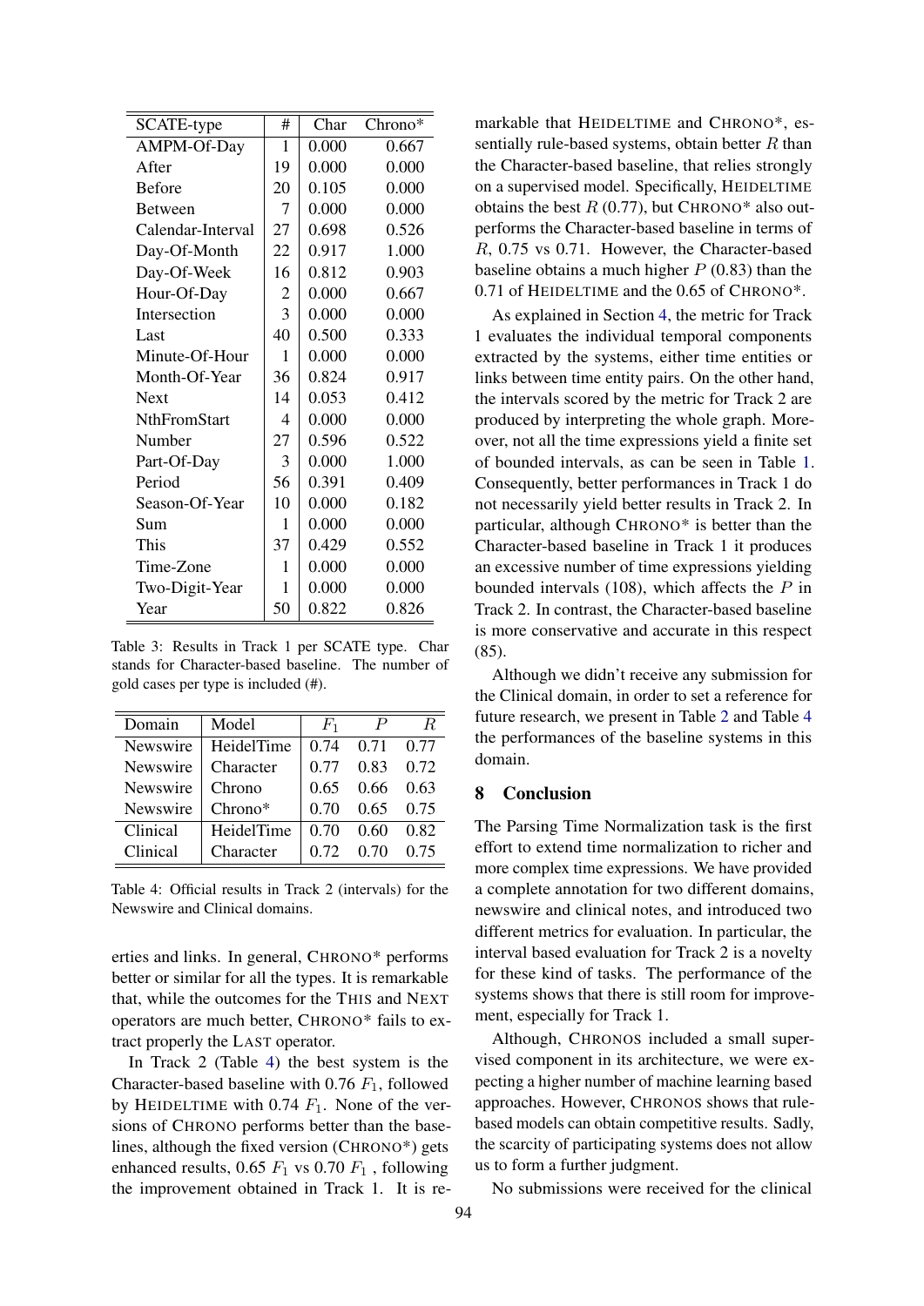| SCATE-type | # | Char | Chrono* |
|---|---|---|---|
| AMPM-Of-Day | 1 | 0.000 | 0.667 |
| After | 19 | 0.000 | 0.000 |
| Before | 20 | 0.105 | 0.000 |
| Between | 7 | 0.000 | 0.000 |
| Calendar-Interval | 27 | 0.698 | 0.526 |
| Day-Of-Month | 22 | 0.917 | 1.000 |
| Day-Of-Week | 16 | 0.812 | 0.903 |
| Hour-Of-Day | 2 | 0.000 | 0.667 |
| Intersection | 3 | 0.000 | 0.000 |
| Last | 40 | 0.500 | 0.333 |
| Minute-Of-Hour | 1 | 0.000 | 0.000 |
| Month-Of-Year | 36 | 0.824 | 0.917 |
| Next | 14 | 0.053 | 0.412 |
| NthFromStart | 4 | 0.000 | 0.000 |
| Number | 27 | 0.596 | 0.522 |
| Part-Of-Day | 3 | 0.000 | 1.000 |
| Period | 56 | 0.391 | 0.409 |
| Season-Of-Year | 10 | 0.000 | 0.182 |
| Sum | 1 | 0.000 | 0.000 |
| This | 37 | 0.429 | 0.552 |
| Time-Zone | 1 | 0.000 | 0.000 |
| Two-Digit-Year | 1 | 0.000 | 0.000 |
| Year | 50 | 0.822 | 0.826 |

Table 3: Results in Track 1 per SCATE type. Char stands for Character-based baseline. The number of gold cases per type is included (#).

| Domain | Model | $F_1$ | $P$ | $R$ |
|---|---|---|---|---|
| Newswire | HeidelTime | 0.74 | 0.71 | 0.77 |
| Newswire | Character | 0.77 | 0.83 | 0.72 |
| Newswire | Chrono | 0.65 | 0.66 | 0.63 |
| Newswire | Chrono* | 0.70 | 0.65 | 0.75 |
| Clinical | HeidelTime | 0.70 | 0.60 | 0.82 |
| Clinical | Character | 0.72 | 0.70 | 0.75 |

Table 4: Official results in Track 2 (intervals) for the Newswire and Clinical domains.

erties and links. In general, CHRONO* performs better or similar for all the types. It is remarkable that, while the outcomes for the THIS and NEXT operators are much better, CHRONO* fails to extract properly the LAST operator.

In Track 2 (Table 4) the best system is the Character-based baseline with 0.76 $F_1$, followed by HEIDELTIME with 0.74 $F_1$. None of the versions of CHRONO performs better than the baselines, although the fixed version (CHRONO*) gets enhanced results, 0.65 $F_1$ vs 0.70 $F_1$ , following the improvement obtained in Track 1. It is remarkable that HEIDELTIME and CHRONO*, essentially rule-based systems, obtain better $R$ than the Character-based baseline, that relies strongly on a supervised model. Specifically, HEIDELTIME obtains the best $R$ (0.77), but CHRONO* also outperforms the Character-based baseline in terms of $R$, 0.75 vs 0.71. However, the Character-based baseline obtains a much higher $P$ (0.83) than the 0.71 of HEIDELTIME and the 0.65 of CHRONO*.

As explained in Section 4, the metric for Track 1 evaluates the individual temporal components extracted by the systems, either time entities or links between time entity pairs. On the other hand, the intervals scored by the metric for Track 2 are produced by interpreting the whole graph. Moreover, not all the time expressions yield a finite set of bounded intervals, as can be seen in Table 1. Consequently, better performances in Track 1 do not necessarily yield better results in Track 2. In particular, although CHRONO* is better than the Character-based baseline in Track 1 it produces an excessive number of time expressions yielding bounded intervals (108), which affects the $P$ in Track 2. In contrast, the Character-based baseline is more conservative and accurate in this respect (85).

Although we didn't receive any submission for the Clinical domain, in order to set a reference for future research, we present in Table 2 and Table 4 the performances of the baseline systems in this domain.

## 8 Conclusion

The Parsing Time Normalization task is the first effort to extend time normalization to richer and more complex time expressions. We have provided a complete annotation for two different domains, newswire and clinical notes, and introduced two different metrics for evaluation. In particular, the interval based evaluation for Track 2 is a novelty for these kind of tasks. The performance of the systems shows that there is still room for improvement, especially for Track 1.

Although, CHRONOS included a small supervised component in its architecture, we were expecting a higher number of machine learning based approaches. However, CHRONOS shows that rule-based models can obtain competitive results. Sadly, the scarcity of participating systems does not allow us to form a further judgment.

No submissions were received for the clinical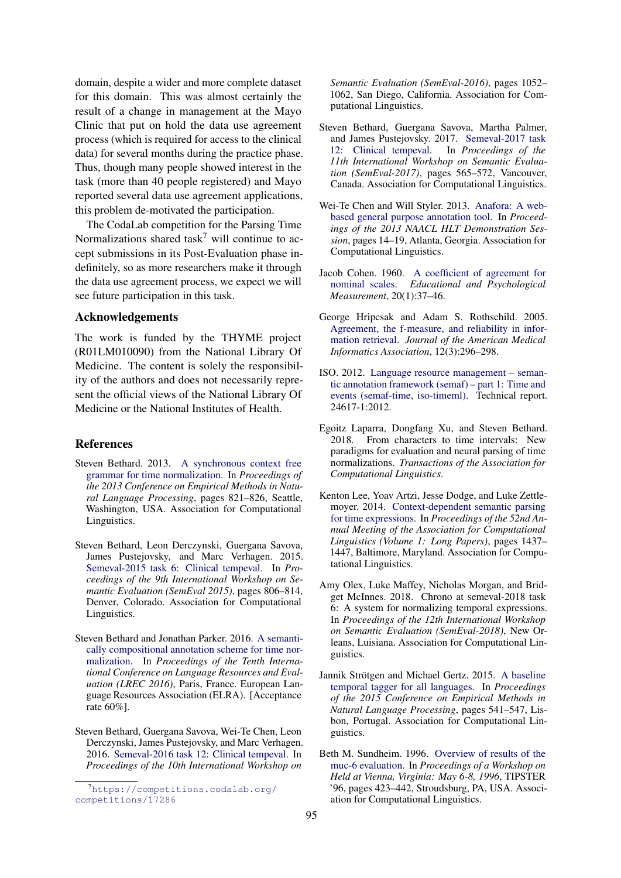domain, despite a wider and more complete dataset for this domain. This was almost certainly the result of a change in management at the Mayo Clinic that put on hold the data use agreement process (which is required for access to the clinical data) for several months during the practice phase. Thus, though many people showed interest in the task (more than 40 people registered) and Mayo reported several data use agreement applications, this problem de-motivated the participation.

The CodaLab competition for the Parsing Time Normalizations shared task[7] will continue to accept submissions in its Post-Evaluation phase indefinitely, so as more researchers make it through the data use agreement process, we expect we will see future participation in this task.

## Acknowledgements

The work is funded by the THYME project (R01LM010090) from the National Library Of Medicine. The content is solely the responsibility of the authors and does not necessarily represent the official views of the National Library Of Medicine or the National Institutes of Health.

## References

Steven Bethard. 2013. A synchronous context free grammar for time normalization. In *Proceedings of the 2013 Conference on Empirical Methods in Natural Language Processing*, pages 821–826, Seattle, Washington, USA. Association for Computational Linguistics.

Steven Bethard, Leon Derczynski, Guergana Savova, James Pustejovsky, and Marc Verhagen. 2015. Semeval-2015 task 6: Clinical tempeval. In *Proceedings of the 9th International Workshop on Semantic Evaluation (SemEval 2015)*, pages 806–814, Denver, Colorado. Association for Computational Linguistics.

Steven Bethard and Jonathan Parker. 2016. A semantically compositional annotation scheme for time normalization. In *Proceedings of the Tenth International Conference on Language Resources and Evaluation (LREC 2016)*, Paris, France. European Language Resources Association (ELRA). [Acceptance rate 60%].

Steven Bethard, Guergana Savova, Wei-Te Chen, Leon Derczynski, James Pustejovsky, and Marc Verhagen. 2016. Semeval-2016 task 12: Clinical tempeval. In *Proceedings of the 10th International Workshop on Semantic Evaluation (SemEval-2016)*, pages 1052–1062, San Diego, California. Association for Computational Linguistics.

Steven Bethard, Guergana Savova, Martha Palmer, and James Pustejovsky. 2017. Semeval-2017 task 12: Clinical tempeval. In *Proceedings of the 11th International Workshop on Semantic Evaluation (SemEval-2017)*, pages 565–572, Vancouver, Canada. Association for Computational Linguistics.

Wei-Te Chen and Will Styler. 2013. Anafora: A web-based general purpose annotation tool. In *Proceedings of the 2013 NAACL HLT Demonstration Session*, pages 14–19, Atlanta, Georgia. Association for Computational Linguistics.

Jacob Cohen. 1960. A coefficient of agreement for nominal scales. *Educational and Psychological Measurement*, 20(1):37–46.

George Hripcsak and Adam S. Rothschild. 2005. Agreement, the f-measure, and reliability in information retrieval. *Journal of the American Medical Informatics Association*, 12(3):296–298.

ISO. 2012. Language resource management – semantic annotation framework (semaf) – part 1: Time and events (semaf-time, iso-timeml). Technical report. 24617-1:2012.

Egoitz Laparra, Dongfang Xu, and Steven Bethard. 2018. From characters to time intervals: New paradigms for evaluation and neural parsing of time normalizations. *Transactions of the Association for Computational Linguistics*.

Kenton Lee, Yoav Artzi, Jesse Dodge, and Luke Zettlemoyer. 2014. Context-dependent semantic parsing for time expressions. In *Proceedings of the 52nd Annual Meeting of the Association for Computational Linguistics (Volume 1: Long Papers)*, pages 1437–1447, Baltimore, Maryland. Association for Computational Linguistics.

Amy Olex, Luke Maffey, Nicholas Morgan, and Bridget McInnes. 2018. Chrono at semeval-2018 task 6: A system for normalizing temporal expressions. In *Proceedings of the 12th International Workshop on Semantic Evaluation (SemEval-2018)*, New Orleans, Luisiana. Association for Computational Linguistics.

Jannik Strötgen and Michael Gertz. 2015. A baseline temporal tagger for all languages. In *Proceedings of the 2015 Conference on Empirical Methods in Natural Language Processing*, pages 541–547, Lisbon, Portugal. Association for Computational Linguistics.

Beth M. Sundheim. 1996. Overview of results of the muc-6 evaluation. In *Proceedings of a Workshop on Held at Vienna, Virginia: May 6-8, 1996*, TIPSTER '96, pages 423–442, Stroudsburg, PA, USA. Association for Computational Linguistics.

[7] https://competitions.codalab.org/competitions/17286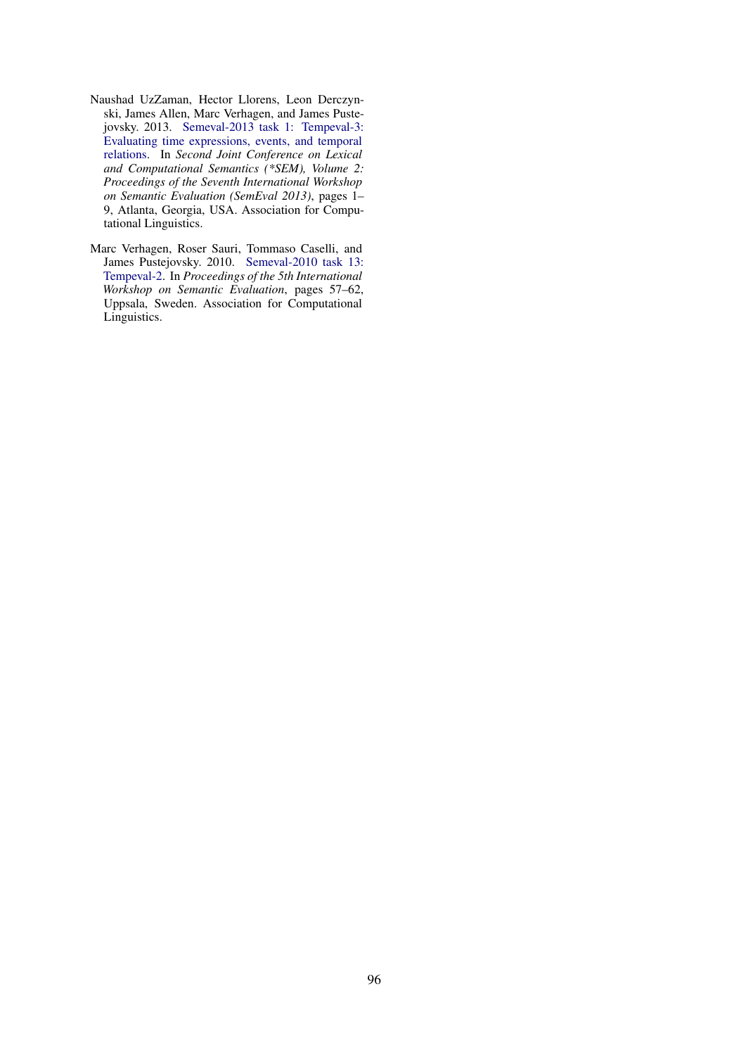Naushad UzZaman, Hector Llorens, Leon Derczynski, James Allen, Marc Verhagen, and James Pustejovsky. 2013. Semeval-2013 task 1: Tempeval-3: Evaluating time expressions, events, and temporal relations. In *Second Joint Conference on Lexical and Computational Semantics (*SEM), Volume 2: Proceedings of the Seventh International Workshop on Semantic Evaluation (SemEval 2013)*, pages 1–9, Atlanta, Georgia, USA. Association for Computational Linguistics.

Marc Verhagen, Roser Sauri, Tommaso Caselli, and James Pustejovsky. 2010. Semeval-2010 task 13: Tempeval-2. In *Proceedings of the 5th International Workshop on Semantic Evaluation*, pages 57–62, Uppsala, Sweden. Association for Computational Linguistics.